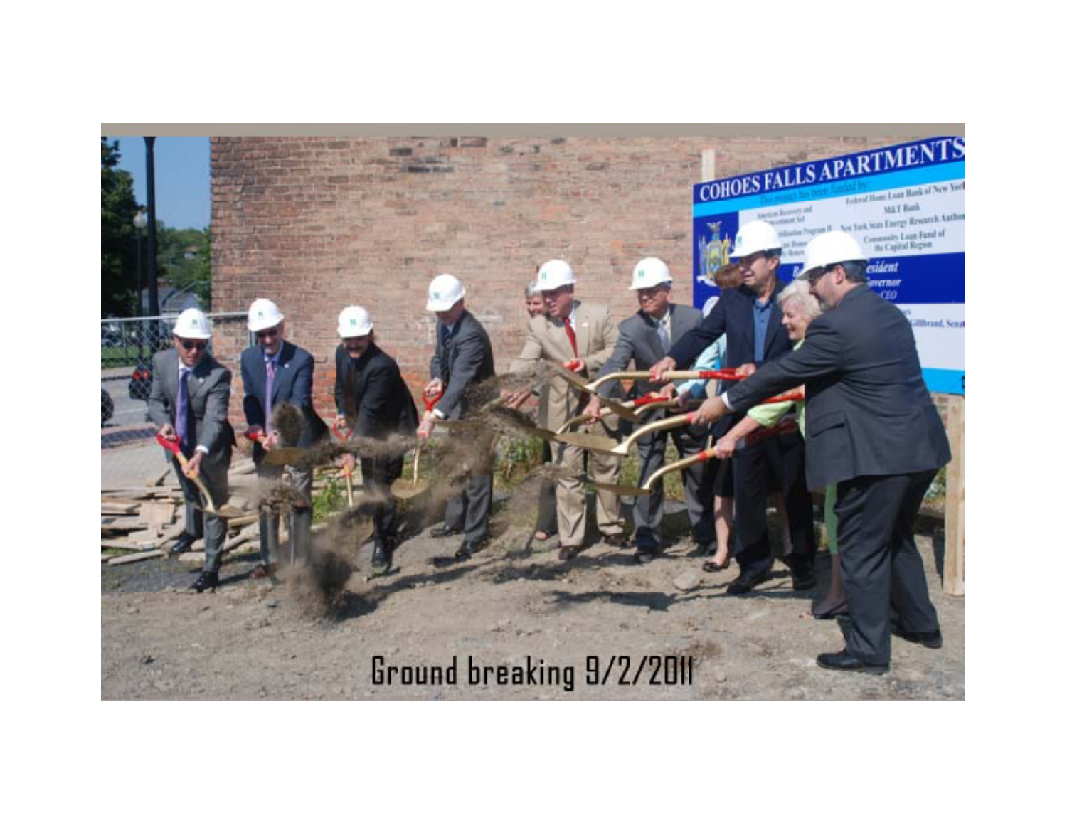Ground breaking 9/2/2011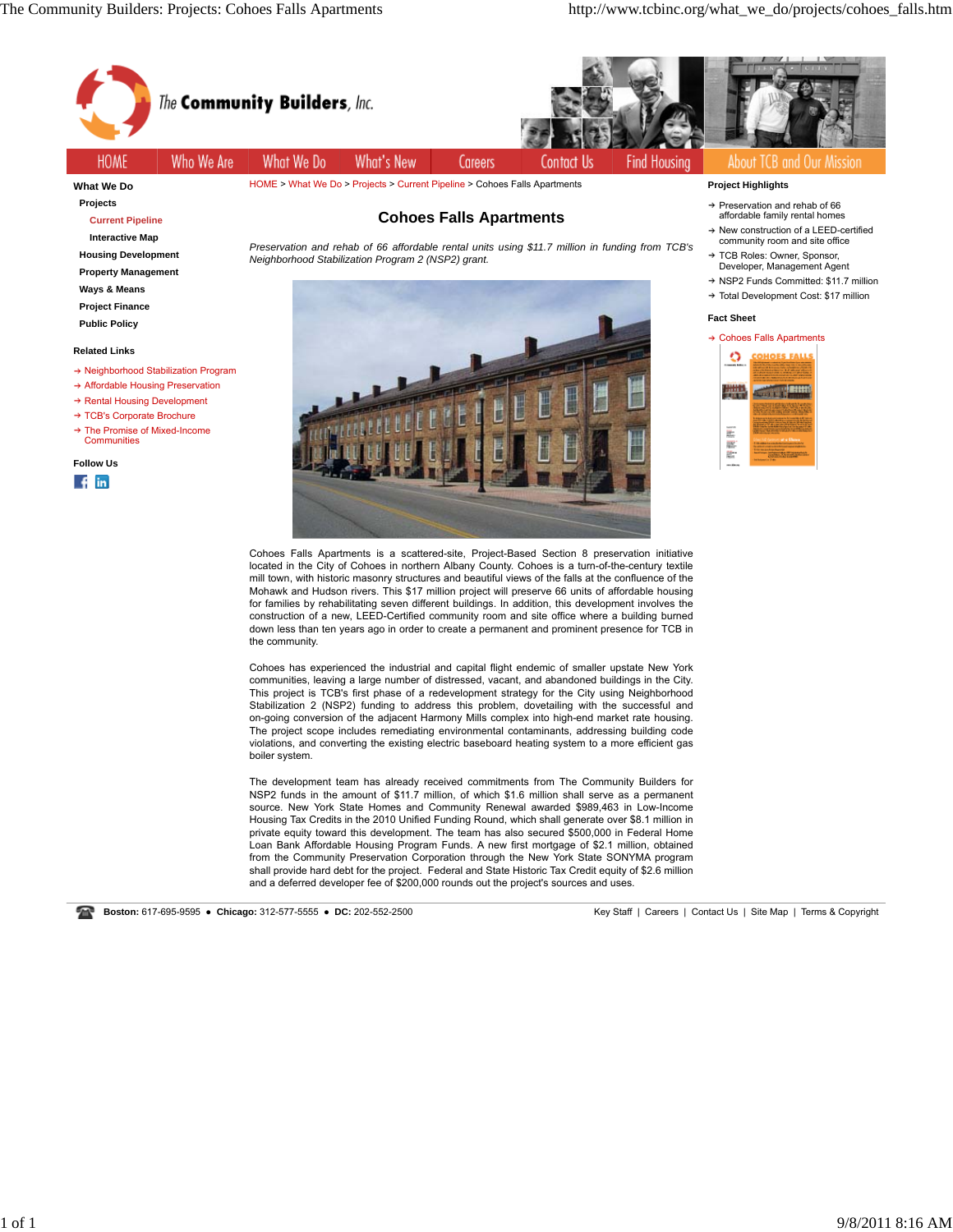The Community Builders, Inc.

HOME | Who We Are | What We Do | What's New | Careers | Contact Us | Find Housing | About TCB and Our Mission

**What We Do**

- **Projects**
  - Current Pipeline
  - **Interactive Map**
- **Housing Development**
- **Property Management**
- **Ways & Means**
- **Project Finance**
- **Public Policy**

**Related Links**

- Neighborhood Stabilization Program
- Affordable Housing Preservation
- Rental Housing Development
- TCB's Corporate Brochure
- The Promise of Mixed-Income Communities

**Follow Us**

HOME > What We Do > Projects > Current Pipeline > Cohoes Falls Apartments

# Cohoes Falls Apartments

*Preservation and rehab of 66 affordable rental units using $11.7 million in funding from TCB's Neighborhood Stabilization Program 2 (NSP2) grant.*

Cohoes Falls Apartments is a scattered-site, Project-Based Section 8 preservation initiative located in the City of Cohoes in northern Albany County. Cohoes is a turn-of-the-century textile mill town, with historic masonry structures and beautiful views of the falls at the confluence of the Mohawk and Hudson rivers. This $17 million project will preserve 66 units of affordable housing for families by rehabilitating seven different buildings. In addition, this development involves the construction of a new, LEED-Certified community room and site office where a building burned down less than ten years ago in order to create a permanent and prominent presence for TCB in the community.

Cohoes has experienced the industrial and capital flight endemic of smaller upstate New York communities, leaving a large number of distressed, vacant, and abandoned buildings in the City. This project is TCB's first phase of a redevelopment strategy for the City using Neighborhood Stabilization 2 (NSP2) funding to address this problem, dovetailing with the successful and on-going conversion of the adjacent Harmony Mills complex into high-end market rate housing. The project scope includes remediating environmental contaminants, addressing building code violations, and converting the existing electric baseboard heating system to a more efficient gas boiler system.

The development team has already received commitments from The Community Builders for NSP2 funds in the amount of $11.7 million, of which $1.6 million shall serve as a permanent source. New York State Homes and Community Renewal awarded $989,463 in Low-Income Housing Tax Credits in the 2010 Unified Funding Round, which shall generate over $8.1 million in private equity toward this development. The team has also secured $500,000 in Federal Home Loan Bank Affordable Housing Program Funds. A new first mortgage of $2.1 million, obtained from the Community Preservation Corporation through the New York State SONYMA program shall provide hard debt for the project. Federal and State Historic Tax Credit equity of $2.6 million and a deferred developer fee of $200,000 rounds out the project's sources and uses.

**Project Highlights**

- Preservation and rehab of 66 affordable family rental homes
- New construction of a LEED-certified community room and site office
- TCB Roles: Owner, Sponsor, Developer, Management Agent
- NSP2 Funds Committed: $11.7 million
- Total Development Cost: $17 million

**Fact Sheet**

- Cohoes Falls Apartments

**Boston:** 617-695-9595 • **Chicago:** 312-577-5555 • **DC:** 202-552-2500

Key Staff | Careers | Contact Us | Site Map | Terms & Copyright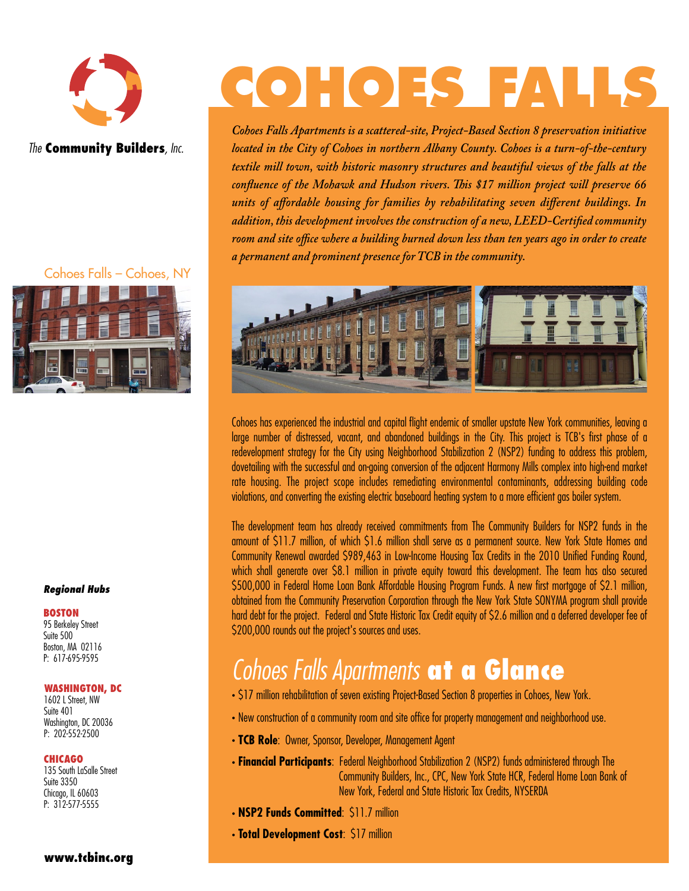The **Community Builders**, Inc.

# COHOES FALLS

*Cohoes Falls Apartments is a scattered-site, Project-Based Section 8 preservation initiative located in the City of Cohoes in northern Albany County. Cohoes is a turn-of-the-century textile mill town, with historic masonry structures and beautiful views of the falls at the confluence of the Mohawk and Hudson rivers. This $17 million project will preserve 66 units of affordable housing for families by rehabilitating seven different buildings. In addition, this development involves the construction of a new, LEED-Certified community room and site office where a building burned down less than ten years ago in order to create a permanent and prominent presence for TCB in the community.*

Cohoes Falls – Cohoes, NY

Cohoes has experienced the industrial and capital flight endemic of smaller upstate New York communities, leaving a large number of distressed, vacant, and abandoned buildings in the City. This project is TCB's first phase of a redevelopment strategy for the City using Neighborhood Stabilization 2 (NSP2) funding to address this problem, dovetailing with the successful and on-going conversion of the adjacent Harmony Mills complex into high-end market rate housing. The project scope includes remediating environmental contaminants, addressing building code violations, and converting the existing electric baseboard heating system to a more efficient gas boiler system.

The development team has already received commitments from The Community Builders for NSP2 funds in the amount of $11.7 million, of which $1.6 million shall serve as a permanent source. New York State Homes and Community Renewal awarded $989,463 in Low-Income Housing Tax Credits in the 2010 Unified Funding Round, which shall generate over $8.1 million in private equity toward this development. The team has also secured $500,000 in Federal Home Loan Bank Affordable Housing Program Funds. A new first mortgage of $2.1 million, obtained from the Community Preservation Corporation through the New York State SONYMA program shall provide hard debt for the project. Federal and State Historic Tax Credit equity of $2.6 million and a deferred developer fee of $200,000 rounds out the project's sources and uses.

## *Cohoes Falls Apartments* at a Glance

- $17 million rehabilitation of seven existing Project-Based Section 8 properties in Cohoes, New York.
- New construction of a community room and site office for property management and neighborhood use.
- **TCB Role**: Owner, Sponsor, Developer, Management Agent
- **Financial Participants**: Federal Neighborhood Stabilization 2 (NSP2) funds administered through The Community Builders, Inc., CPC, New York State HCR, Federal Home Loan Bank of New York, Federal and State Historic Tax Credits, NYSERDA
- **NSP2 Funds Committed**: $11.7 million
- **Total Development Cost**: $17 million

***Regional Hubs***

**BOSTON**
95 Berkeley Street
Suite 500
Boston, MA 02116
P: 617-695-9595

**WASHINGTON, DC**
1602 L Street, NW
Suite 401
Washington, DC 20036
P: 202-552-2500

**CHICAGO**
135 South LaSalle Street
Suite 3350
Chicago, IL 60603
P: 312-577-5555

**www.tcbinc.org**